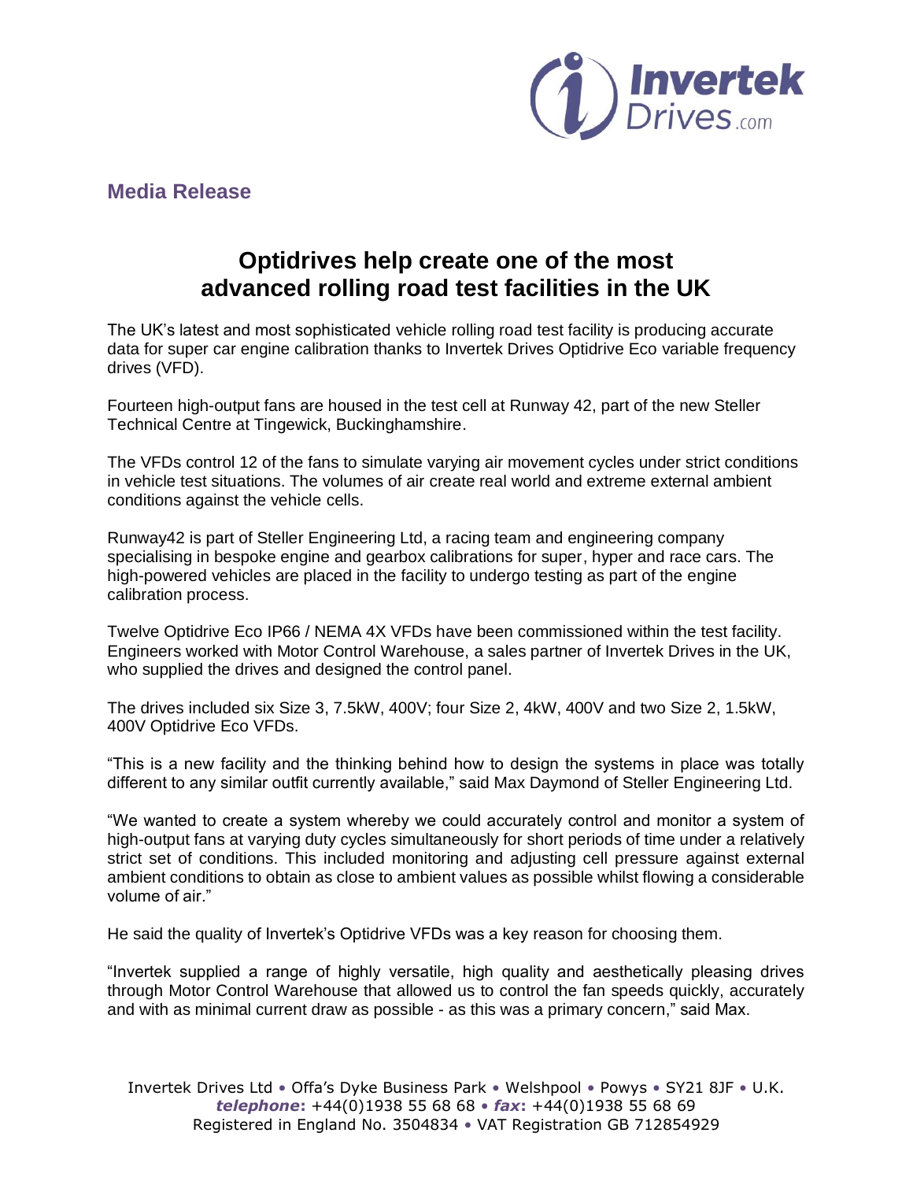**Media Release**

# Optidrives help create one of the most advanced rolling road test facilities in the UK

The UK's latest and most sophisticated vehicle rolling road test facility is producing accurate data for super car engine calibration thanks to Invertek Drives Optidrive Eco variable frequency drives (VFD).

Fourteen high-output fans are housed in the test cell at Runway 42, part of the new Steller Technical Centre at Tingewick, Buckinghamshire.

The VFDs control 12 of the fans to simulate varying air movement cycles under strict conditions in vehicle test situations. The volumes of air create real world and extreme external ambient conditions against the vehicle cells.

Runway42 is part of Steller Engineering Ltd, a racing team and engineering company specialising in bespoke engine and gearbox calibrations for super, hyper and race cars. The high-powered vehicles are placed in the facility to undergo testing as part of the engine calibration process.

Twelve Optidrive Eco IP66 / NEMA 4X VFDs have been commissioned within the test facility. Engineers worked with Motor Control Warehouse, a sales partner of Invertek Drives in the UK, who supplied the drives and designed the control panel.

The drives included six Size 3, 7.5kW, 400V; four Size 2, 4kW, 400V and two Size 2, 1.5kW, 400V Optidrive Eco VFDs.

"This is a new facility and the thinking behind how to design the systems in place was totally different to any similar outfit currently available," said Max Daymond of Steller Engineering Ltd.

"We wanted to create a system whereby we could accurately control and monitor a system of high-output fans at varying duty cycles simultaneously for short periods of time under a relatively strict set of conditions. This included monitoring and adjusting cell pressure against external ambient conditions to obtain as close to ambient values as possible whilst flowing a considerable volume of air."

He said the quality of Invertek's Optidrive VFDs was a key reason for choosing them.

"Invertek supplied a range of highly versatile, high quality and aesthetically pleasing drives through Motor Control Warehouse that allowed us to control the fan speeds quickly, accurately and with as minimal current draw as possible - as this was a primary concern," said Max.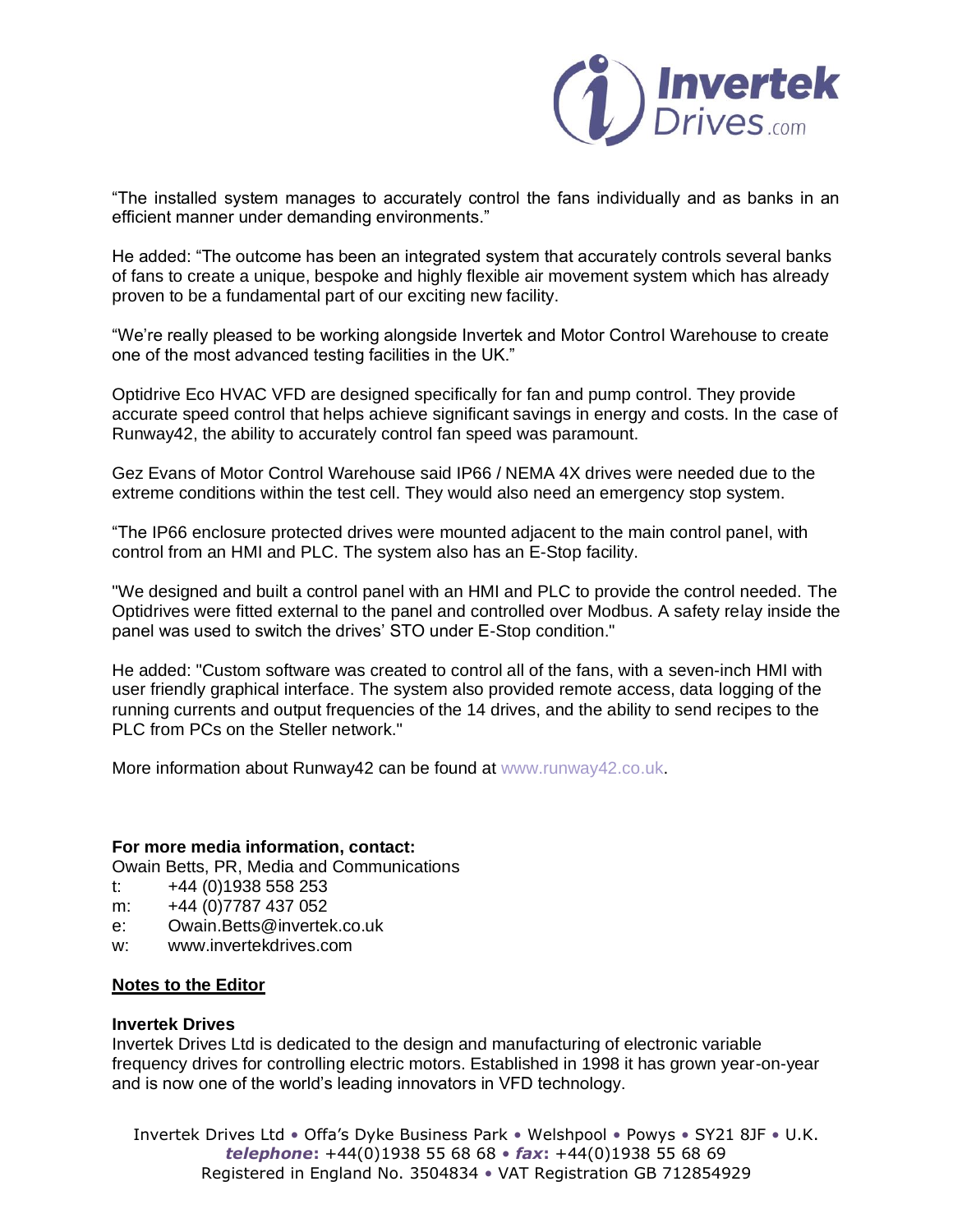"The installed system manages to accurately control the fans individually and as banks in an efficient manner under demanding environments."

He added: "The outcome has been an integrated system that accurately controls several banks of fans to create a unique, bespoke and highly flexible air movement system which has already proven to be a fundamental part of our exciting new facility.

"We're really pleased to be working alongside Invertek and Motor Control Warehouse to create one of the most advanced testing facilities in the UK."

Optidrive Eco HVAC VFD are designed specifically for fan and pump control. They provide accurate speed control that helps achieve significant savings in energy and costs. In the case of Runway42, the ability to accurately control fan speed was paramount.

Gez Evans of Motor Control Warehouse said IP66 / NEMA 4X drives were needed due to the extreme conditions within the test cell. They would also need an emergency stop system.

"The IP66 enclosure protected drives were mounted adjacent to the main control panel, with control from an HMI and PLC. The system also has an E-Stop facility.

"We designed and built a control panel with an HMI and PLC to provide the control needed. The Optidrives were fitted external to the panel and controlled over Modbus. A safety relay inside the panel was used to switch the drives' STO under E-Stop condition."

He added: "Custom software was created to control all of the fans, with a seven-inch HMI with user friendly graphical interface. The system also provided remote access, data logging of the running currents and output frequencies of the 14 drives, and the ability to send recipes to the PLC from PCs on the Steller network."

More information about Runway42 can be found at www.runway42.co.uk.

**For more media information, contact:**

Owain Betts, PR, Media and Communications

t: +44 (0)1938 558 253

m: +44 (0)7787 437 052

e: Owain.Betts@invertek.co.uk

w: www.invertekdrives.com

**Notes to the Editor**

**Invertek Drives**

Invertek Drives Ltd is dedicated to the design and manufacturing of electronic variable frequency drives for controlling electric motors. Established in 1998 it has grown year-on-year and is now one of the world's leading innovators in VFD technology.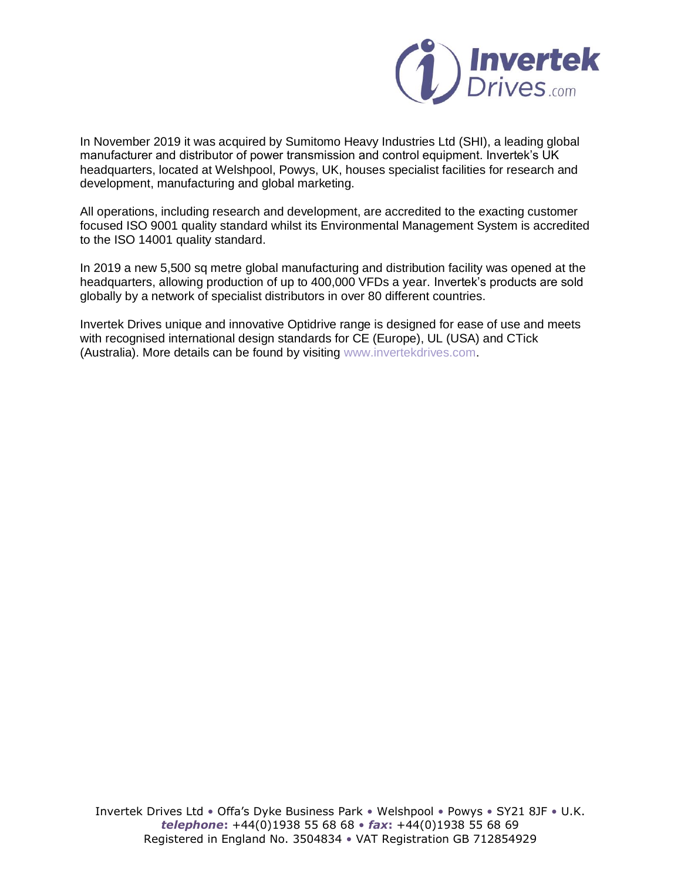In November 2019 it was acquired by Sumitomo Heavy Industries Ltd (SHI), a leading global manufacturer and distributor of power transmission and control equipment. Invertek's UK headquarters, located at Welshpool, Powys, UK, houses specialist facilities for research and development, manufacturing and global marketing.

All operations, including research and development, are accredited to the exacting customer focused ISO 9001 quality standard whilst its Environmental Management System is accredited to the ISO 14001 quality standard.

In 2019 a new 5,500 sq metre global manufacturing and distribution facility was opened at the headquarters, allowing production of up to 400,000 VFDs a year. Invertek's products are sold globally by a network of specialist distributors in over 80 different countries.

Invertek Drives unique and innovative Optidrive range is designed for ease of use and meets with recognised international design standards for CE (Europe), UL (USA) and CTick (Australia). More details can be found by visiting www.invertekdrives.com.